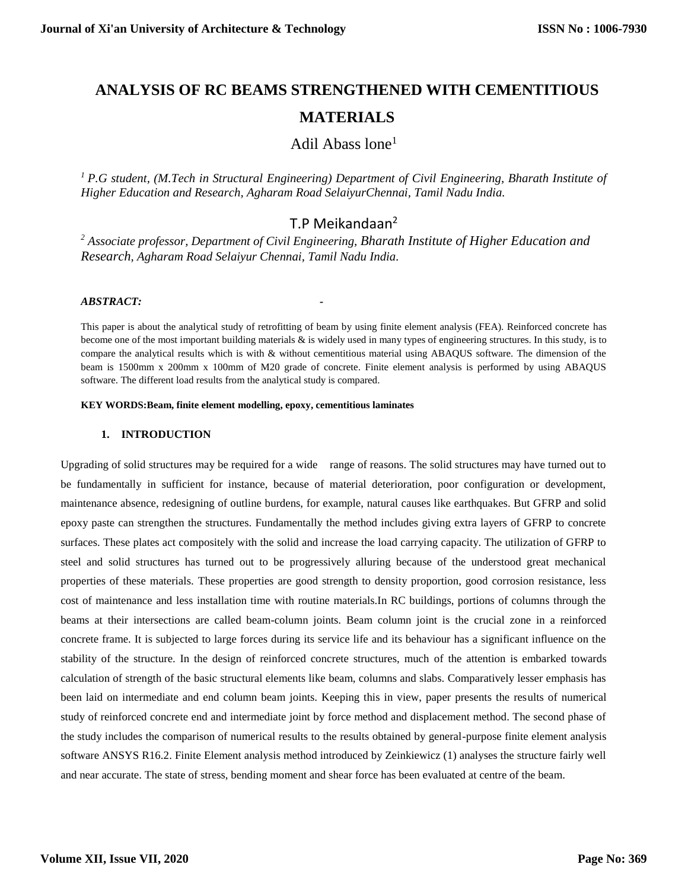# ANALYSIS OF RC BEAMS STRENGTHENED WITH CEMENTITIOUS MATERIALS

Adil Abass lone[1]

*[1] P.G student, (M.Tech in Structural Engineering) Department of Civil Engineering, Bharath Institute of Higher Education and Research, Agharam Road SelaiyurChennai, Tamil Nadu India.*

T.P Meikandaan[2]

*[2] Associate professor, Department of Civil Engineering, Bharath Institute of Higher Education and Research, Agharam Road Selaiyur Chennai, Tamil Nadu India.*

***ABSTRACT:*** -

This paper is about the analytical study of retrofitting of beam by using finite element analysis (FEA). Reinforced concrete has become one of the most important building materials & is widely used in many types of engineering structures. In this study, is to compare the analytical results which is with & without cementitious material using ABAQUS software. The dimension of the beam is 1500mm x 200mm x 100mm of M20 grade of concrete. Finite element analysis is performed by using ABAQUS software. The different load results from the analytical study is compared.

**KEY WORDS:Beam, finite element modelling, epoxy, cementitious laminates**

## 1. INTRODUCTION

Upgrading of solid structures may be required for a wide range of reasons. The solid structures may have turned out to be fundamentally in sufficient for instance, because of material deterioration, poor configuration or development, maintenance absence, redesigning of outline burdens, for example, natural causes like earthquakes. But GFRP and solid epoxy paste can strengthen the structures. Fundamentally the method includes giving extra layers of GFRP to concrete surfaces. These plates act compositely with the solid and increase the load carrying capacity. The utilization of GFRP to steel and solid structures has turned out to be progressively alluring because of the understood great mechanical properties of these materials. These properties are good strength to density proportion, good corrosion resistance, less cost of maintenance and less installation time with routine materials.In RC buildings, portions of columns through the beams at their intersections are called beam-column joints. Beam column joint is the crucial zone in a reinforced concrete frame. It is subjected to large forces during its service life and its behaviour has a significant influence on the stability of the structure. In the design of reinforced concrete structures, much of the attention is embarked towards calculation of strength of the basic structural elements like beam, columns and slabs. Comparatively lesser emphasis has been laid on intermediate and end column beam joints. Keeping this in view, paper presents the results of numerical study of reinforced concrete end and intermediate joint by force method and displacement method. The second phase of the study includes the comparison of numerical results to the results obtained by general-purpose finite element analysis software ANSYS R16.2. Finite Element analysis method introduced by Zeinkiewicz (1) analyses the structure fairly well and near accurate. The state of stress, bending moment and shear force has been evaluated at centre of the beam.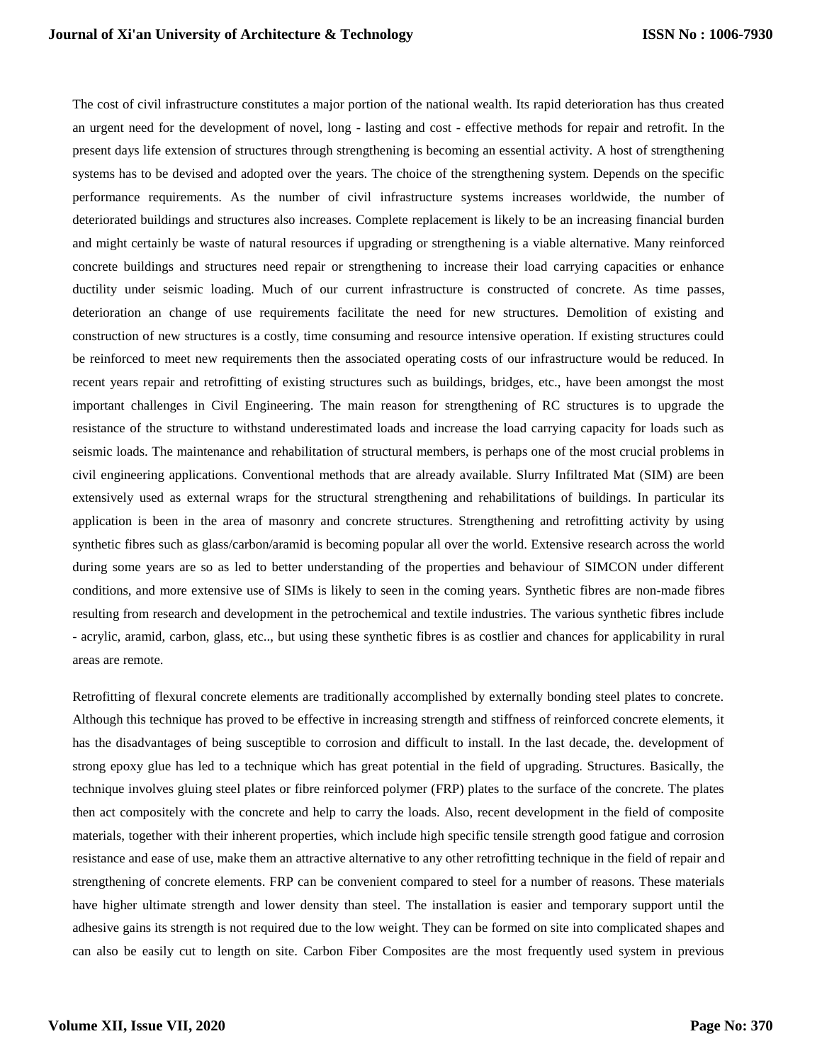The cost of civil infrastructure constitutes a major portion of the national wealth. Its rapid deterioration has thus created an urgent need for the development of novel, long - lasting and cost - effective methods for repair and retrofit. In the present days life extension of structures through strengthening is becoming an essential activity. A host of strengthening systems has to be devised and adopted over the years. The choice of the strengthening system. Depends on the specific performance requirements. As the number of civil infrastructure systems increases worldwide, the number of deteriorated buildings and structures also increases. Complete replacement is likely to be an increasing financial burden and might certainly be waste of natural resources if upgrading or strengthening is a viable alternative. Many reinforced concrete buildings and structures need repair or strengthening to increase their load carrying capacities or enhance ductility under seismic loading. Much of our current infrastructure is constructed of concrete. As time passes, deterioration an change of use requirements facilitate the need for new structures. Demolition of existing and construction of new structures is a costly, time consuming and resource intensive operation. If existing structures could be reinforced to meet new requirements then the associated operating costs of our infrastructure would be reduced. In recent years repair and retrofitting of existing structures such as buildings, bridges, etc., have been amongst the most important challenges in Civil Engineering. The main reason for strengthening of RC structures is to upgrade the resistance of the structure to withstand underestimated loads and increase the load carrying capacity for loads such as seismic loads. The maintenance and rehabilitation of structural members, is perhaps one of the most crucial problems in civil engineering applications. Conventional methods that are already available. Slurry Infiltrated Mat (SIM) are been extensively used as external wraps for the structural strengthening and rehabilitations of buildings. In particular its application is been in the area of masonry and concrete structures. Strengthening and retrofitting activity by using synthetic fibres such as glass/carbon/aramid is becoming popular all over the world. Extensive research across the world during some years are so as led to better understanding of the properties and behaviour of SIMCON under different conditions, and more extensive use of SIMs is likely to seen in the coming years. Synthetic fibres are non-made fibres resulting from research and development in the petrochemical and textile industries. The various synthetic fibres include - acrylic, aramid, carbon, glass, etc.., but using these synthetic fibres is as costlier and chances for applicability in rural areas are remote.

Retrofitting of flexural concrete elements are traditionally accomplished by externally bonding steel plates to concrete. Although this technique has proved to be effective in increasing strength and stiffness of reinforced concrete elements, it has the disadvantages of being susceptible to corrosion and difficult to install. In the last decade, the. development of strong epoxy glue has led to a technique which has great potential in the field of upgrading. Structures. Basically, the technique involves gluing steel plates or fibre reinforced polymer (FRP) plates to the surface of the concrete. The plates then act compositely with the concrete and help to carry the loads. Also, recent development in the field of composite materials, together with their inherent properties, which include high specific tensile strength good fatigue and corrosion resistance and ease of use, make them an attractive alternative to any other retrofitting technique in the field of repair and strengthening of concrete elements. FRP can be convenient compared to steel for a number of reasons. These materials have higher ultimate strength and lower density than steel. The installation is easier and temporary support until the adhesive gains its strength is not required due to the low weight. They can be formed on site into complicated shapes and can also be easily cut to length on site. Carbon Fiber Composites are the most frequently used system in previous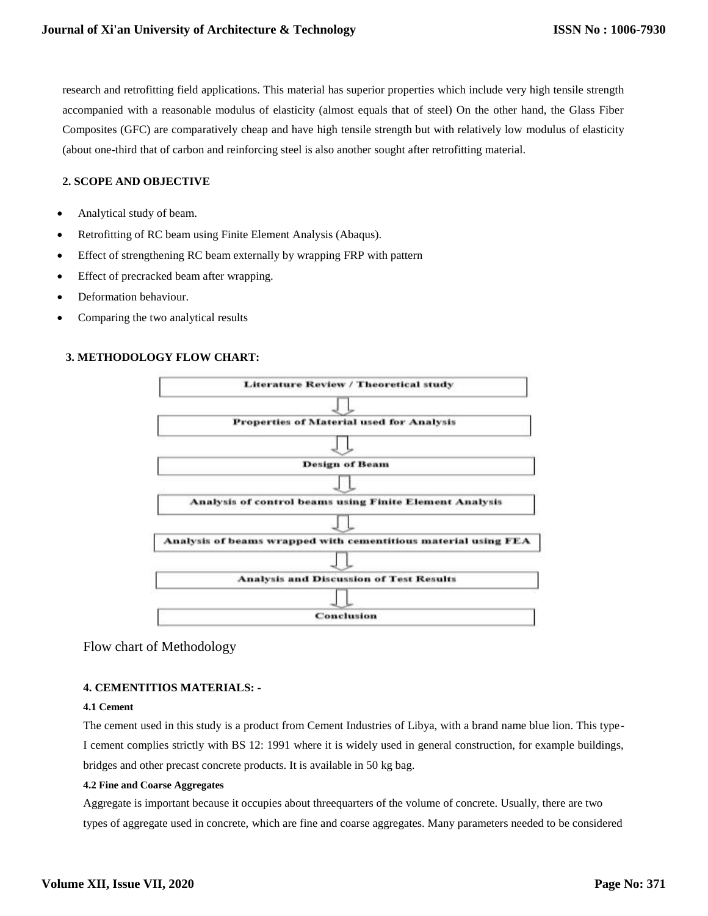research and retrofitting field applications. This material has superior properties which include very high tensile strength accompanied with a reasonable modulus of elasticity (almost equals that of steel) On the other hand, the Glass Fiber Composites (GFC) are comparatively cheap and have high tensile strength but with relatively low modulus of elasticity (about one-third that of carbon and reinforcing steel is also another sought after retrofitting material.

## 2. SCOPE AND OBJECTIVE

- Analytical study of beam.
- Retrofitting of RC beam using Finite Element Analysis (Abaqus).
- Effect of strengthening RC beam externally by wrapping FRP with pattern
- Effect of precracked beam after wrapping.
- Deformation behaviour.
- Comparing the two analytical results

## 3. METHODOLOGY FLOW CHART:

Literature Review / Theoretical study

⇩

Properties of Material used for Analysis

⇩

Design of Beam

⇩

Analysis of control beams using Finite Element Analysis

⇩

Analysis of beams wrapped with cementitious material using FEA

⇩

Analysis and Discussion of Test Results

⇩

Conclusion

Flow chart of Methodology

## 4. CEMENTITIOS MATERIALS: -

### 4.1 Cement

The cement used in this study is a product from Cement Industries of Libya, with a brand name blue lion. This type-I cement complies strictly with BS 12: 1991 where it is widely used in general construction, for example buildings, bridges and other precast concrete products. It is available in 50 kg bag.

### 4.2 Fine and Coarse Aggregates

Aggregate is important because it occupies about threequarters of the volume of concrete. Usually, there are two types of aggregate used in concrete, which are fine and coarse aggregates. Many parameters needed to be considered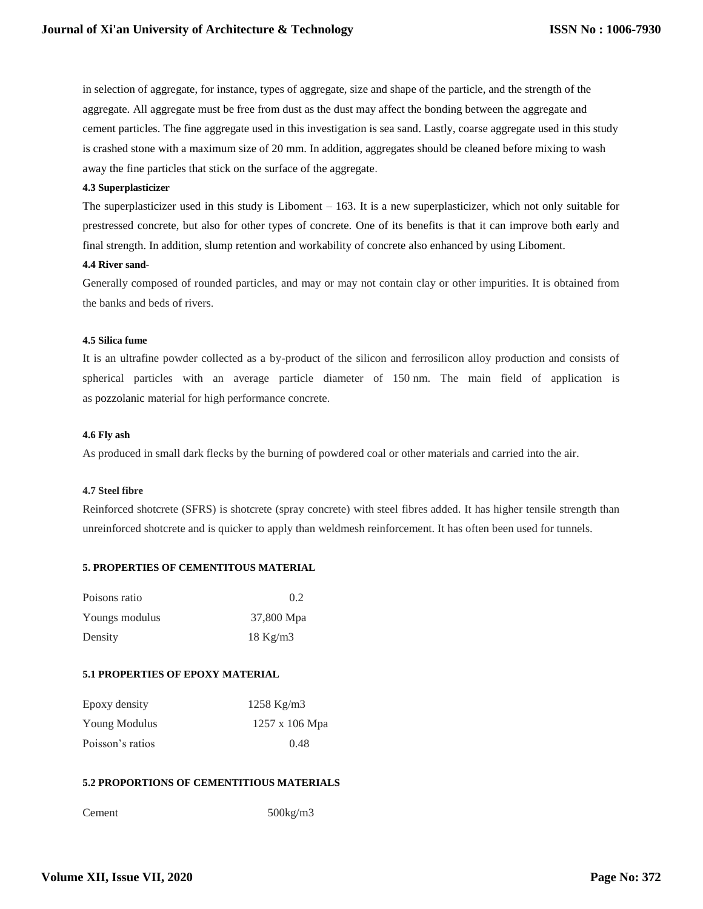in selection of aggregate, for instance, types of aggregate, size and shape of the particle, and the strength of the aggregate. All aggregate must be free from dust as the dust may affect the bonding between the aggregate and cement particles. The fine aggregate used in this investigation is sea sand. Lastly, coarse aggregate used in this study is crashed stone with a maximum size of 20 mm. In addition, aggregates should be cleaned before mixing to wash away the fine particles that stick on the surface of the aggregate.

#### 4.3 Superplasticizer

The superplasticizer used in this study is Liboment – 163. It is a new superplasticizer, which not only suitable for prestressed concrete, but also for other types of concrete. One of its benefits is that it can improve both early and final strength. In addition, slump retention and workability of concrete also enhanced by using Liboment.

#### 4.4 River sand-

Generally composed of rounded particles, and may or may not contain clay or other impurities. It is obtained from the banks and beds of rivers.

#### 4.5 Silica fume

It is an ultrafine powder collected as a by-product of the silicon and ferrosilicon alloy production and consists of spherical particles with an average particle diameter of 150 nm. The main field of application is as pozzolanic material for high performance concrete.

#### 4.6 Fly ash

As produced in small dark flecks by the burning of powdered coal or other materials and carried into the air.

#### 4.7 Steel fibre

Reinforced shotcrete (SFRS) is shotcrete (spray concrete) with steel fibres added. It has higher tensile strength than unreinforced shotcrete and is quicker to apply than weldmesh reinforcement. It has often been used for tunnels.

### 5. PROPERTIES OF CEMENTITOUS MATERIAL

| | |
|---|---|
| Poisons ratio | 0.2 |
| Youngs modulus | 37,800 Mpa |
| Density | 18 Kg/m3 |

### 5.1 PROPERTIES OF EPOXY MATERIAL

| | |
|---|---|
| Epoxy density | 1258 Kg/m3 |
| Young Modulus | 1257 x 106 Mpa |
| Poisson's ratios | 0.48 |

### 5.2 PROPORTIONS OF CEMENTITIOUS MATERIALS

| | |
|---|---|
| Cement | 500kg/m3 |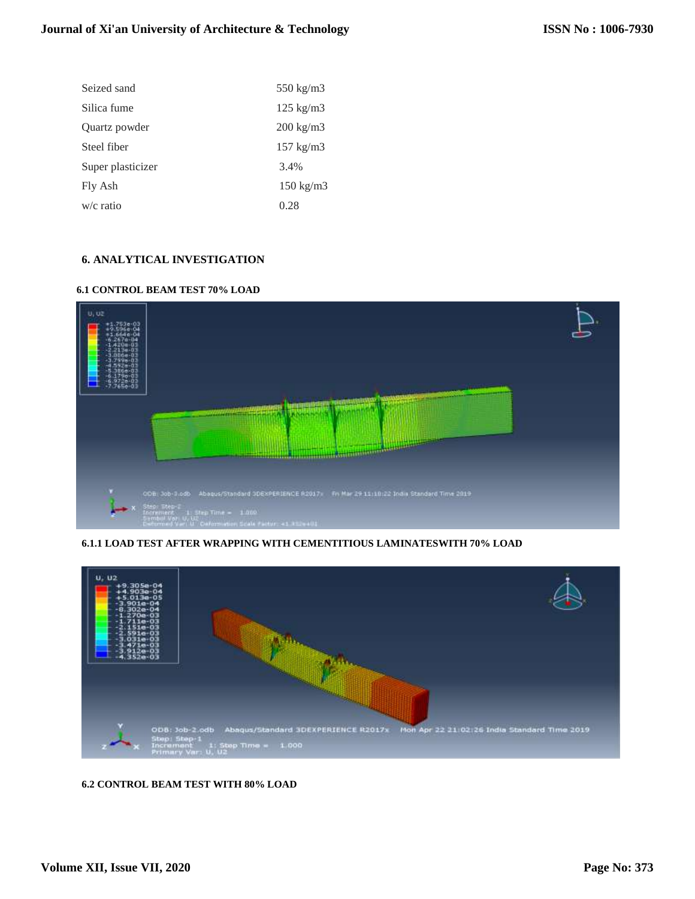| | |
|---|---|
| Seized sand | 550 kg/m3 |
| Silica fume | 125 kg/m3 |
| Quartz powder | 200 kg/m3 |
| Steel fiber | 157 kg/m3 |
| Super plasticizer | 3.4% |
| Fly Ash | 150 kg/m3 |
| w/c ratio | 0.28 |

## 6. ANALYTICAL INVESTIGATION

### 6.1 CONTROL BEAM TEST 70% LOAD

#### 6.1.1 LOAD TEST AFTER WRAPPING WITH CEMENTITIOUS LAMINATESWITH 70% LOAD

### 6.2 CONTROL BEAM TEST WITH 80% LOAD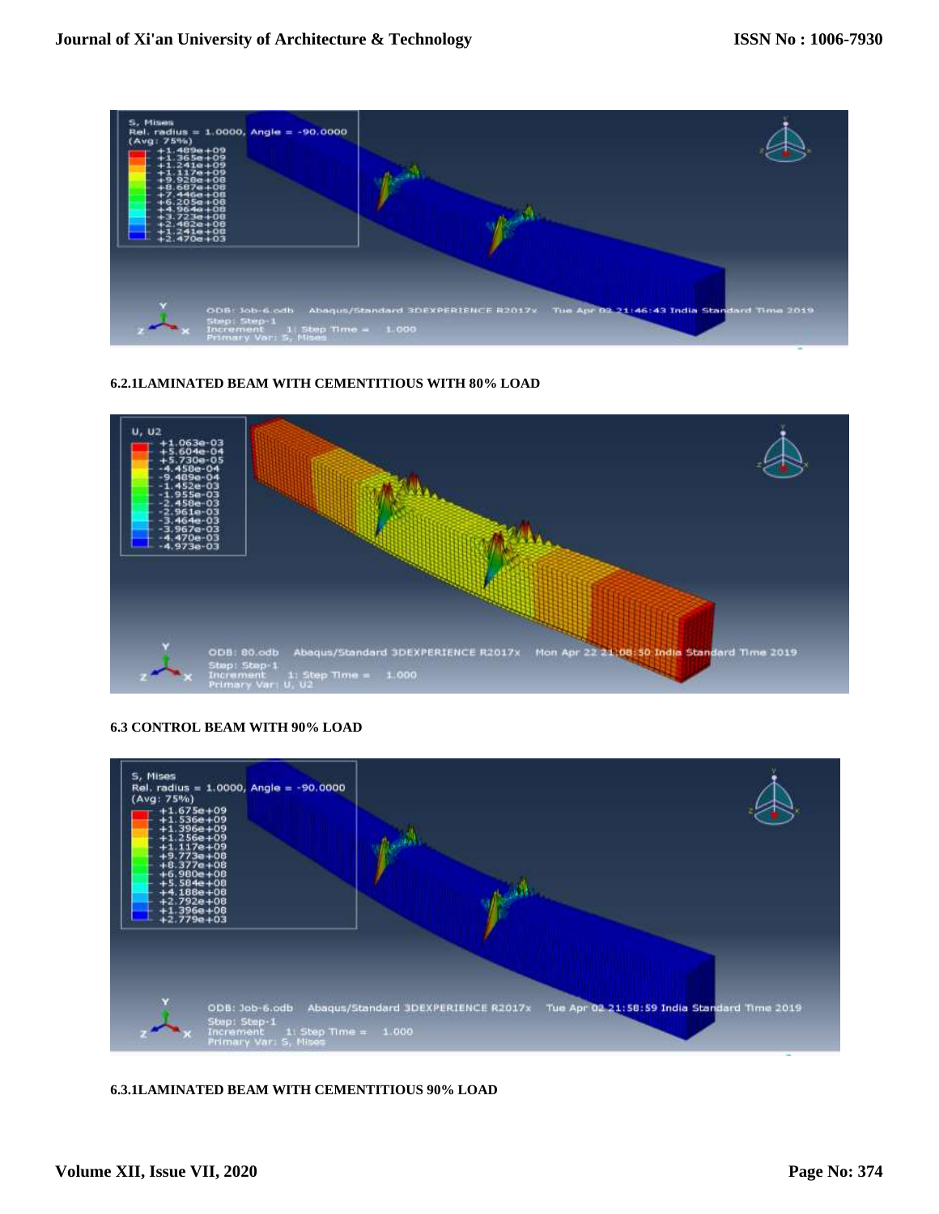**6.2.1LAMINATED BEAM WITH CEMENTITIOUS WITH 80% LOAD**

**6.3 CONTROL BEAM WITH 90% LOAD**

**6.3.1LAMINATED BEAM WITH CEMENTITIOUS 90% LOAD**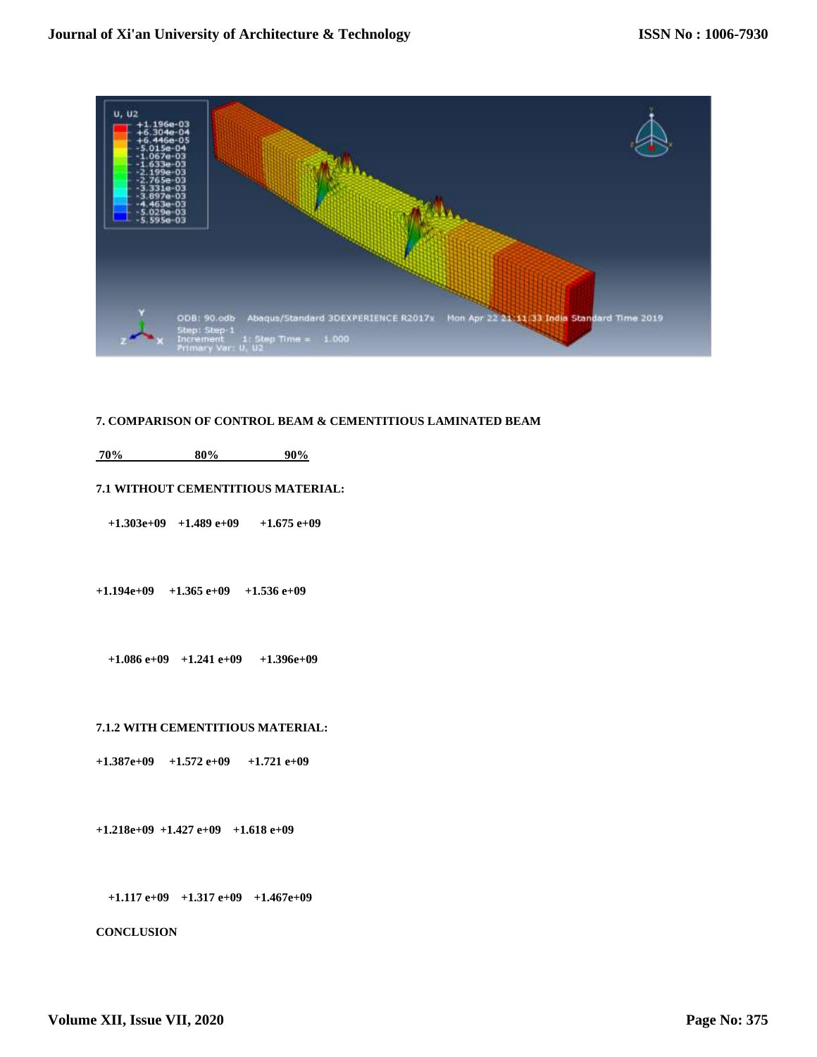**7. COMPARISON OF CONTROL BEAM & CEMENTITIOUS LAMINATED BEAM**

| 70% | 80% | 90% |
|---|---|---|

**7.1 WITHOUT CEMENTITIOUS MATERIAL:**

| | | |
|---|---|---|
| +1.303e+09 | +1.489 e+09 | +1.675 e+09 |
| +1.194e+09 | +1.365 e+09 | +1.536 e+09 |
| +1.086 e+09 | +1.241 e+09 | +1.396e+09 |

**7.1.2 WITH CEMENTITIOUS MATERIAL:**

| | | |
|---|---|---|
| +1.387e+09 | +1.572 e+09 | +1.721 e+09 |
| +1.218e+09 | +1.427 e+09 | +1.618 e+09 |
| +1.117 e+09 | +1.317 e+09 | +1.467e+09 |

**CONCLUSION**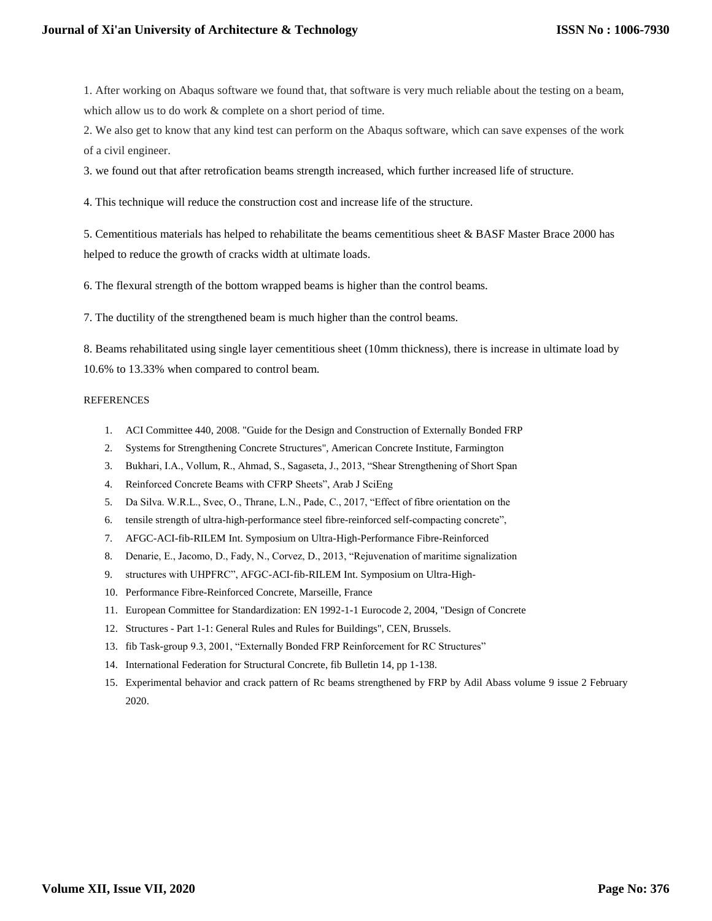1. After working on Abaqus software we found that, that software is very much reliable about the testing on a beam, which allow us to do work & complete on a short period of time.

2. We also get to know that any kind test can perform on the Abaqus software, which can save expenses of the work of a civil engineer.

3. we found out that after retrofication beams strength increased, which further increased life of structure.

4. This technique will reduce the construction cost and increase life of the structure.

5. Cementitious materials has helped to rehabilitate the beams cementitious sheet & BASF Master Brace 2000 has helped to reduce the growth of cracks width at ultimate loads.

6. The flexural strength of the bottom wrapped beams is higher than the control beams.

7. The ductility of the strengthened beam is much higher than the control beams.

8. Beams rehabilitated using single layer cementitious sheet (10mm thickness), there is increase in ultimate load by 10.6% to 13.33% when compared to control beam.

REFERENCES

1. ACI Committee 440, 2008. "Guide for the Design and Construction of Externally Bonded FRP
2. Systems for Strengthening Concrete Structures", American Concrete Institute, Farmington
3. Bukhari, I.A., Vollum, R., Ahmad, S., Sagaseta, J., 2013, "Shear Strengthening of Short Span
4. Reinforced Concrete Beams with CFRP Sheets", Arab J SciEng
5. Da Silva. W.R.L., Svec, O., Thrane, L.N., Pade, C., 2017, "Effect of fibre orientation on the
6. tensile strength of ultra-high-performance steel fibre-reinforced self-compacting concrete",
7. AFGC-ACI-fib-RILEM Int. Symposium on Ultra-High-Performance Fibre-Reinforced
8. Denarie, E., Jacomo, D., Fady, N., Corvez, D., 2013, "Rejuvenation of maritime signalization
9. structures with UHPFRC", AFGC-ACI-fib-RILEM Int. Symposium on Ultra-High-
10. Performance Fibre-Reinforced Concrete, Marseille, France
11. European Committee for Standardization: EN 1992-1-1 Eurocode 2, 2004, "Design of Concrete
12. Structures - Part 1-1: General Rules and Rules for Buildings", CEN, Brussels.
13. fib Task-group 9.3, 2001, "Externally Bonded FRP Reinforcement for RC Structures"
14. International Federation for Structural Concrete, fib Bulletin 14, pp 1-138.
15. Experimental behavior and crack pattern of Rc beams strengthened by FRP by Adil Abass volume 9 issue 2 February 2020.